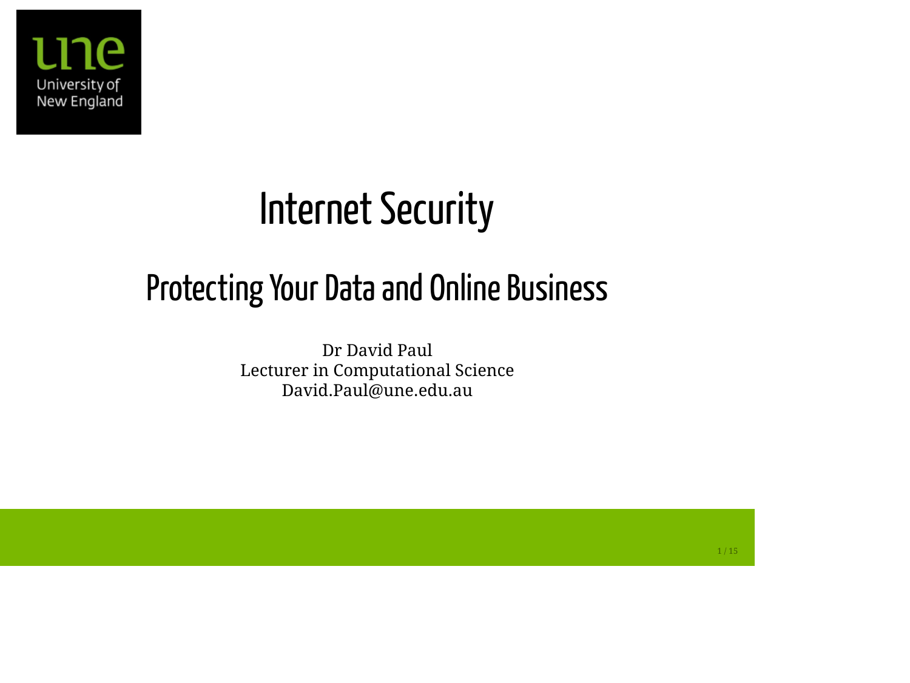# Internet Security

## Protecting Your Data and Online Business

Dr David Paul
Lecturer in Computational Science
David.Paul@une.edu.au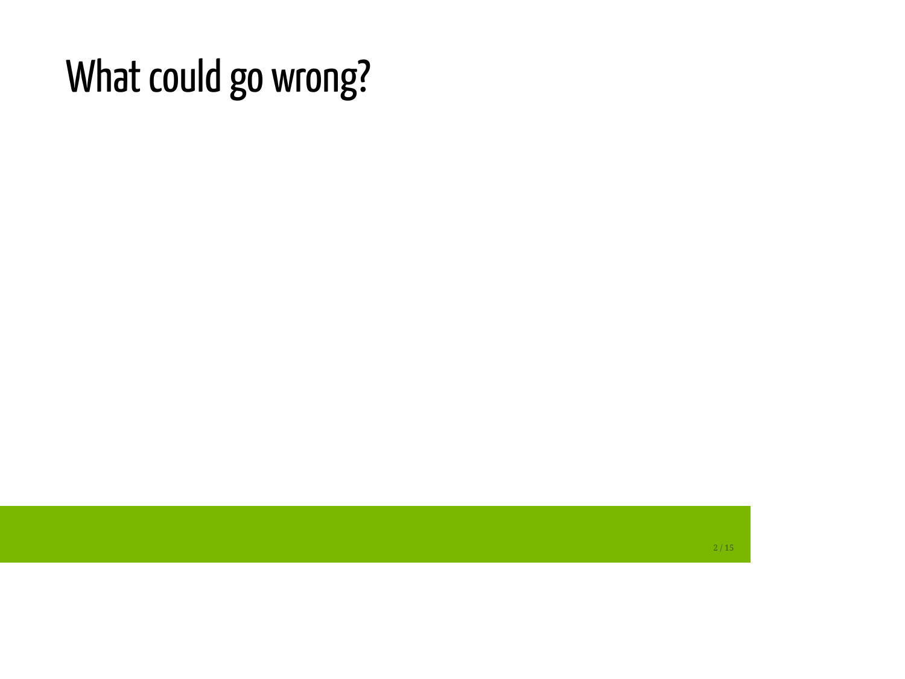# What could go wrong?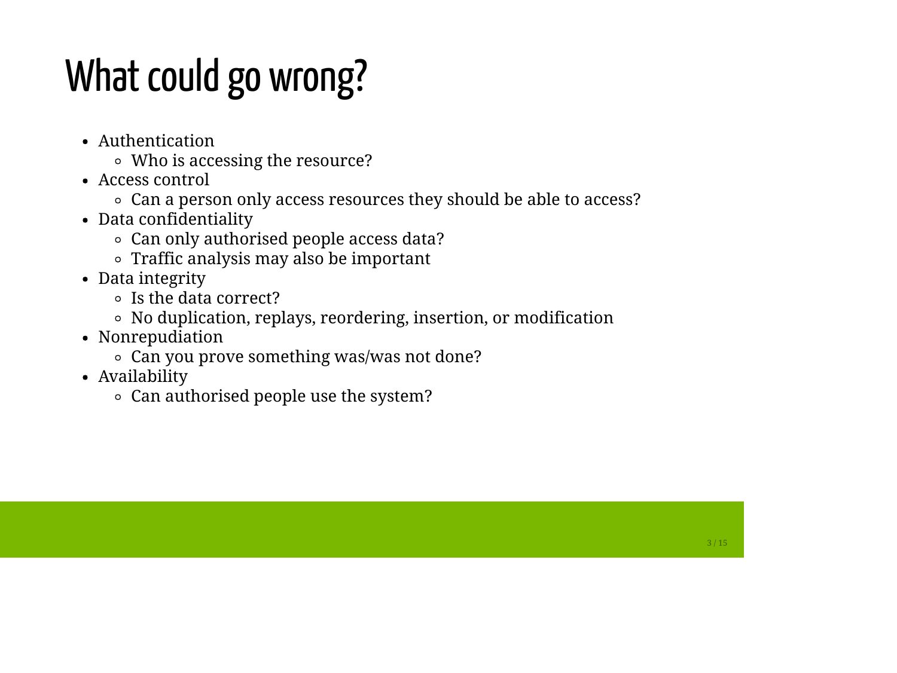# What could go wrong?

- Authentication
  - Who is accessing the resource?
- Access control
  - Can a person only access resources they should be able to access?
- Data confidentiality
  - Can only authorised people access data?
  - Traffic analysis may also be important
- Data integrity
  - Is the data correct?
  - No duplication, replays, reordering, insertion, or modification
- Nonrepudiation
  - Can you prove something was/was not done?
- Availability
  - Can authorised people use the system?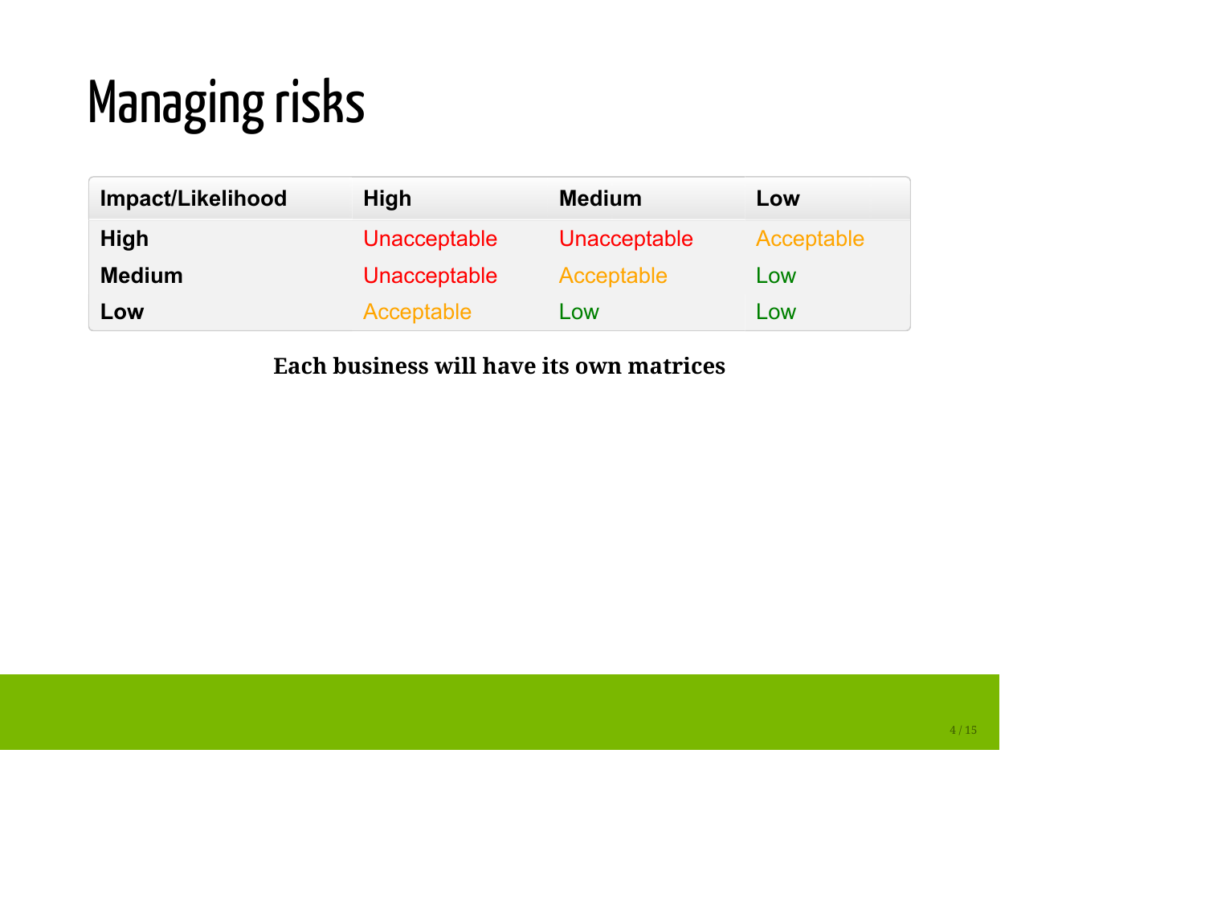# Managing risks

| Impact/Likelihood | High | Medium | Low |
|---|---|---|---|
| **High** | Unacceptable | Unacceptable | Acceptable |
| **Medium** | Unacceptable | Acceptable | Low |
| **Low** | Acceptable | Low | Low |

**Each business will have its own matrices**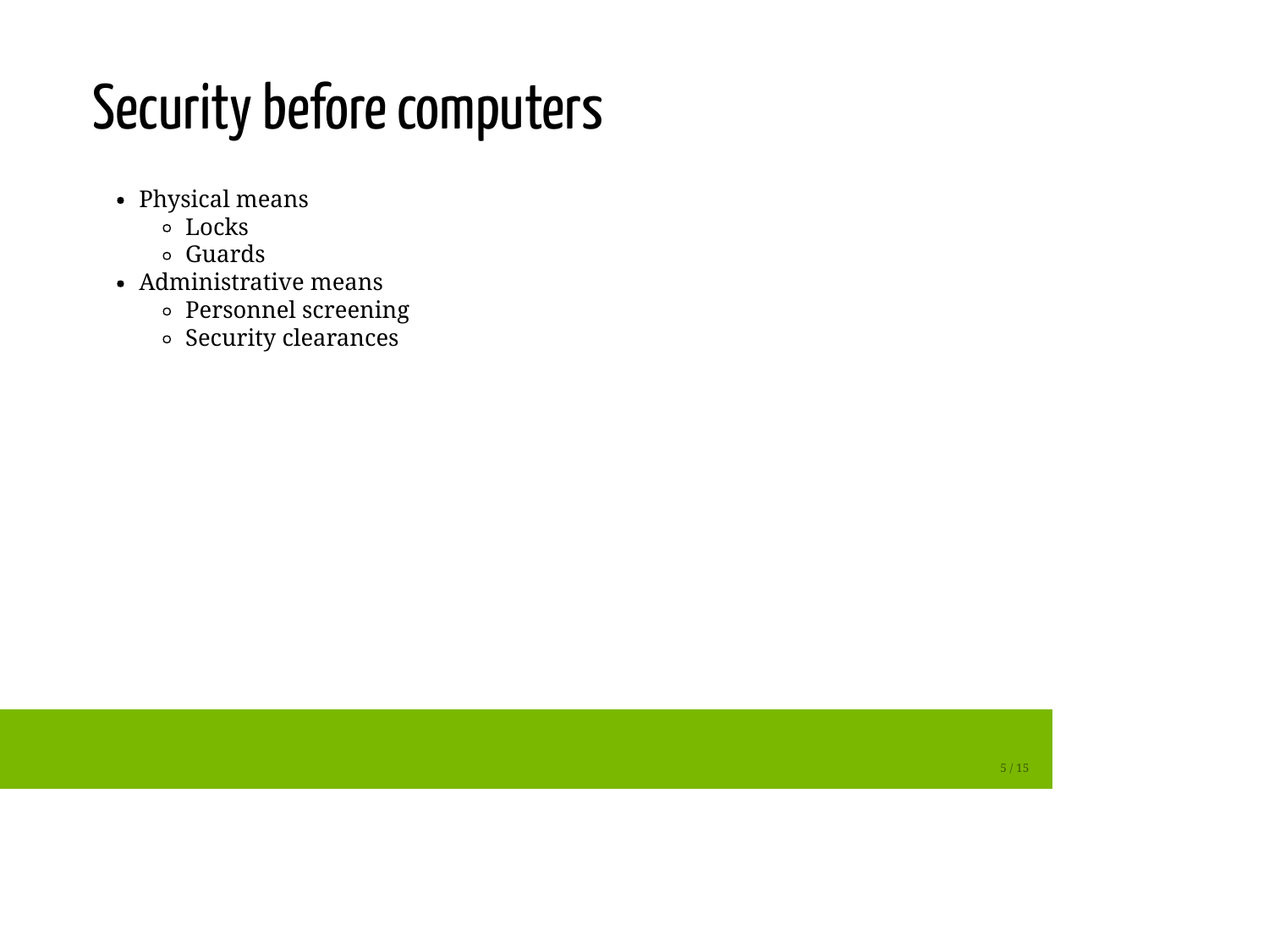# Security before computers

- Physical means
  - Locks
  - Guards
- Administrative means
  - Personnel screening
  - Security clearances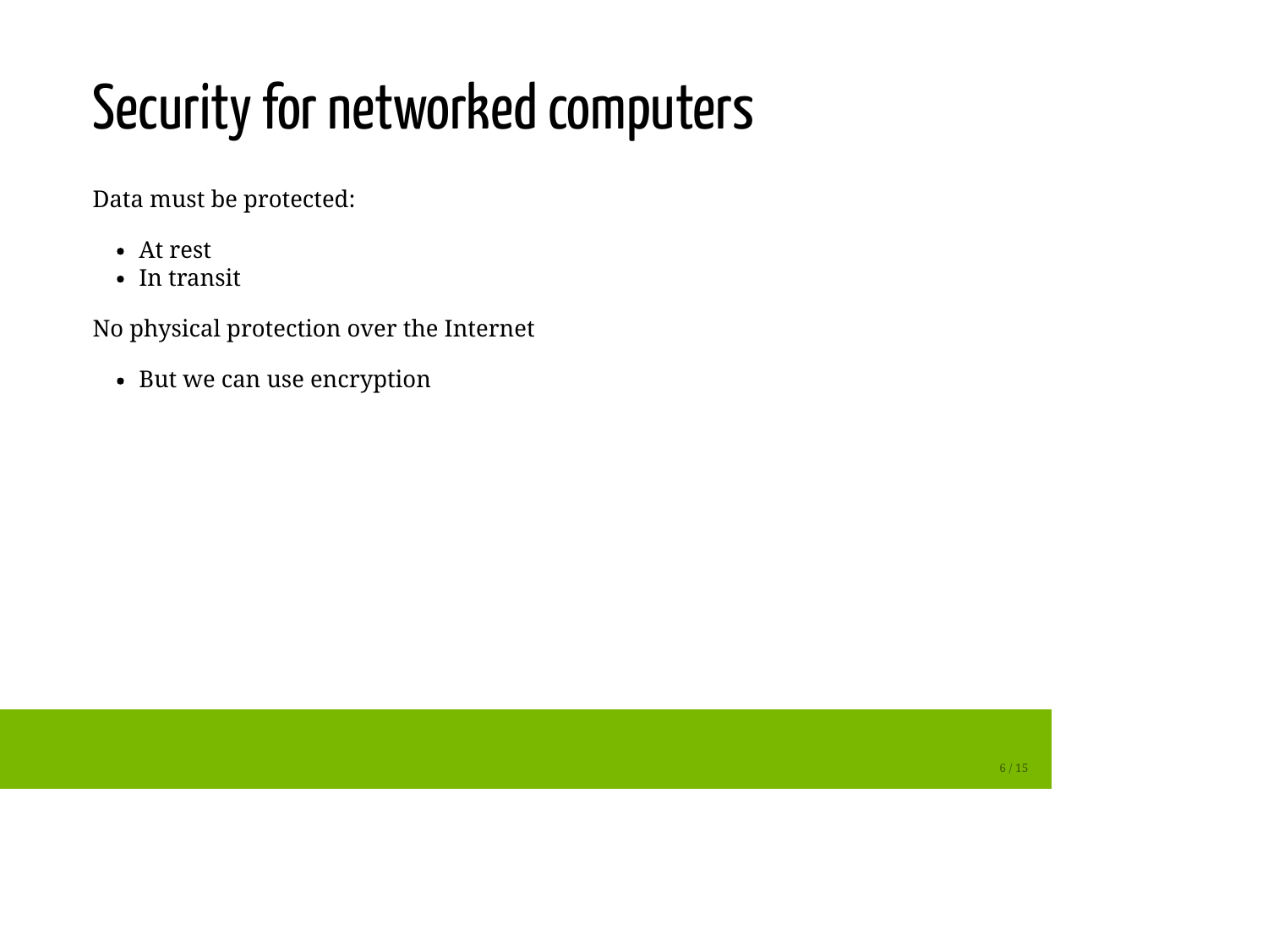# Security for networked computers

Data must be protected:

- At rest
- In transit

No physical protection over the Internet

- But we can use encryption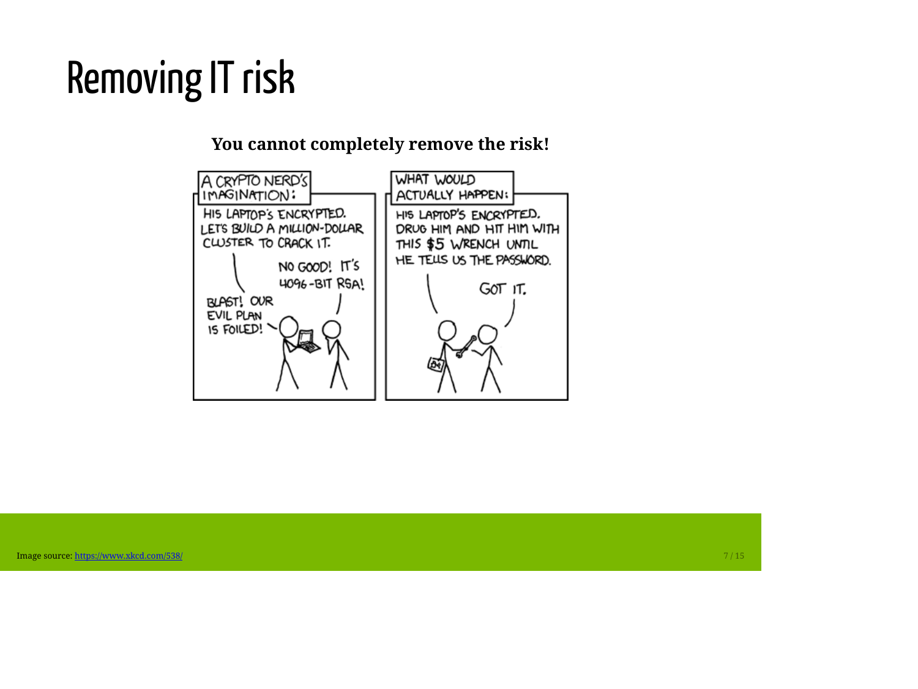# Removing IT risk

**You cannot completely remove the risk!**

Image source: https://www.xkcd.com/538/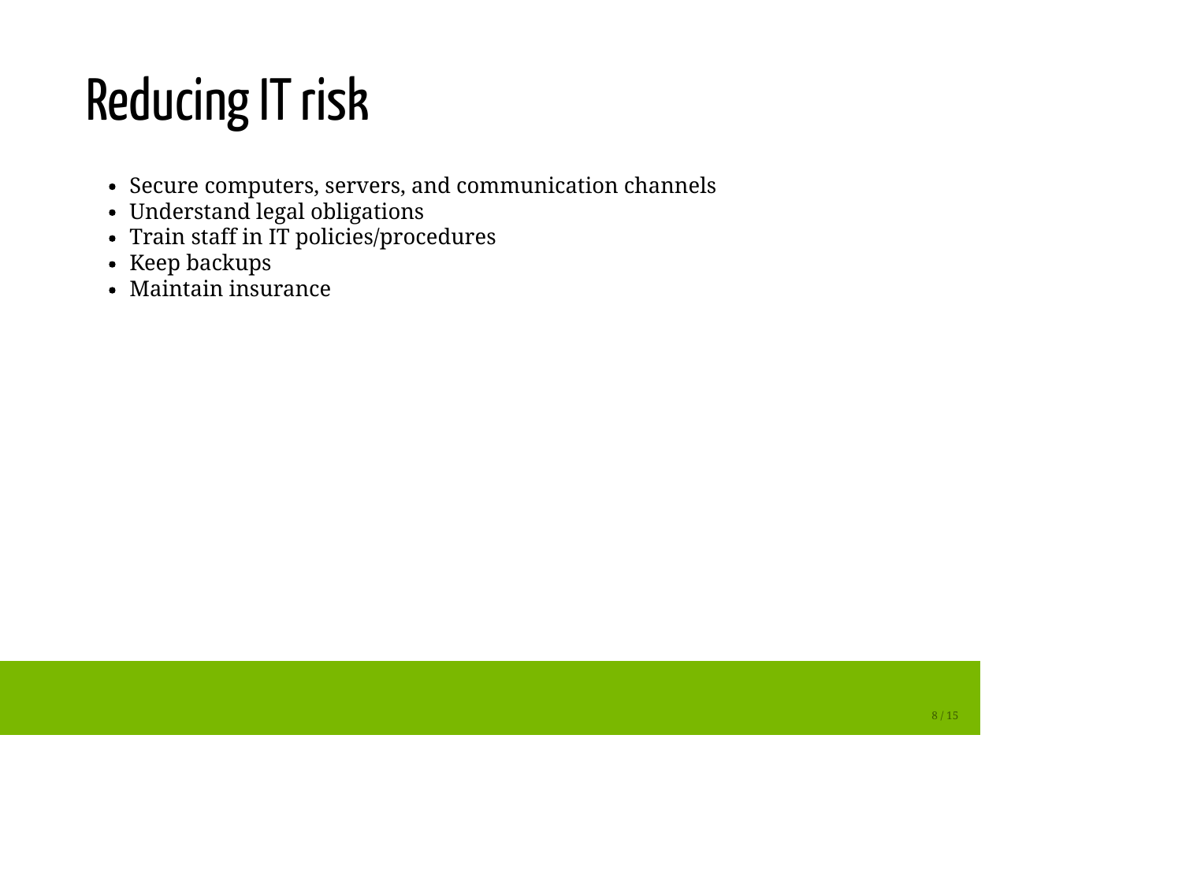# Reducing IT risk

- Secure computers, servers, and communication channels
- Understand legal obligations
- Train staff in IT policies/procedures
- Keep backups
- Maintain insurance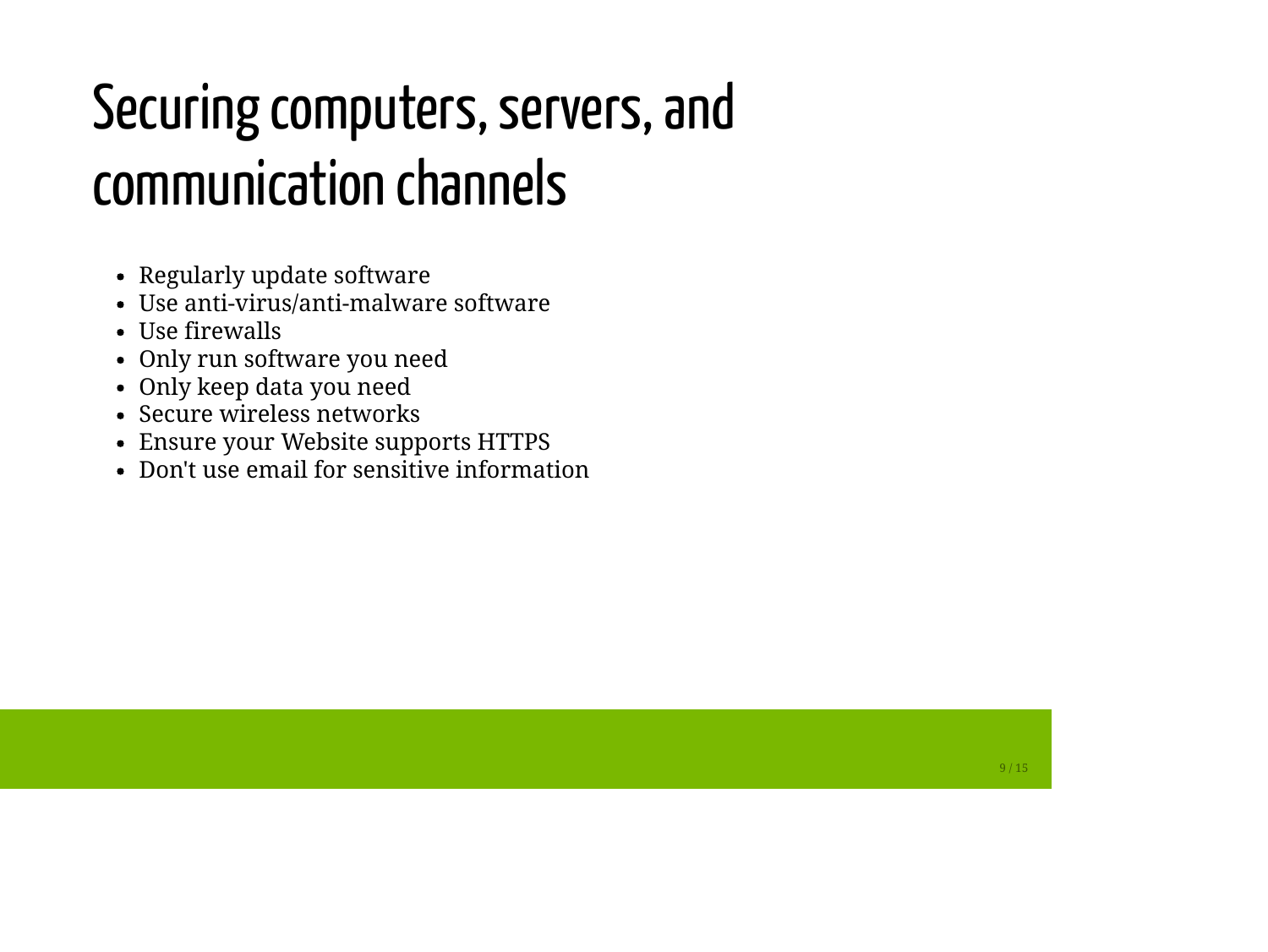# Securing computers, servers, and communication channels

- Regularly update software
- Use anti-virus/anti-malware software
- Use firewalls
- Only run software you need
- Only keep data you need
- Secure wireless networks
- Ensure your Website supports HTTPS
- Don't use email for sensitive information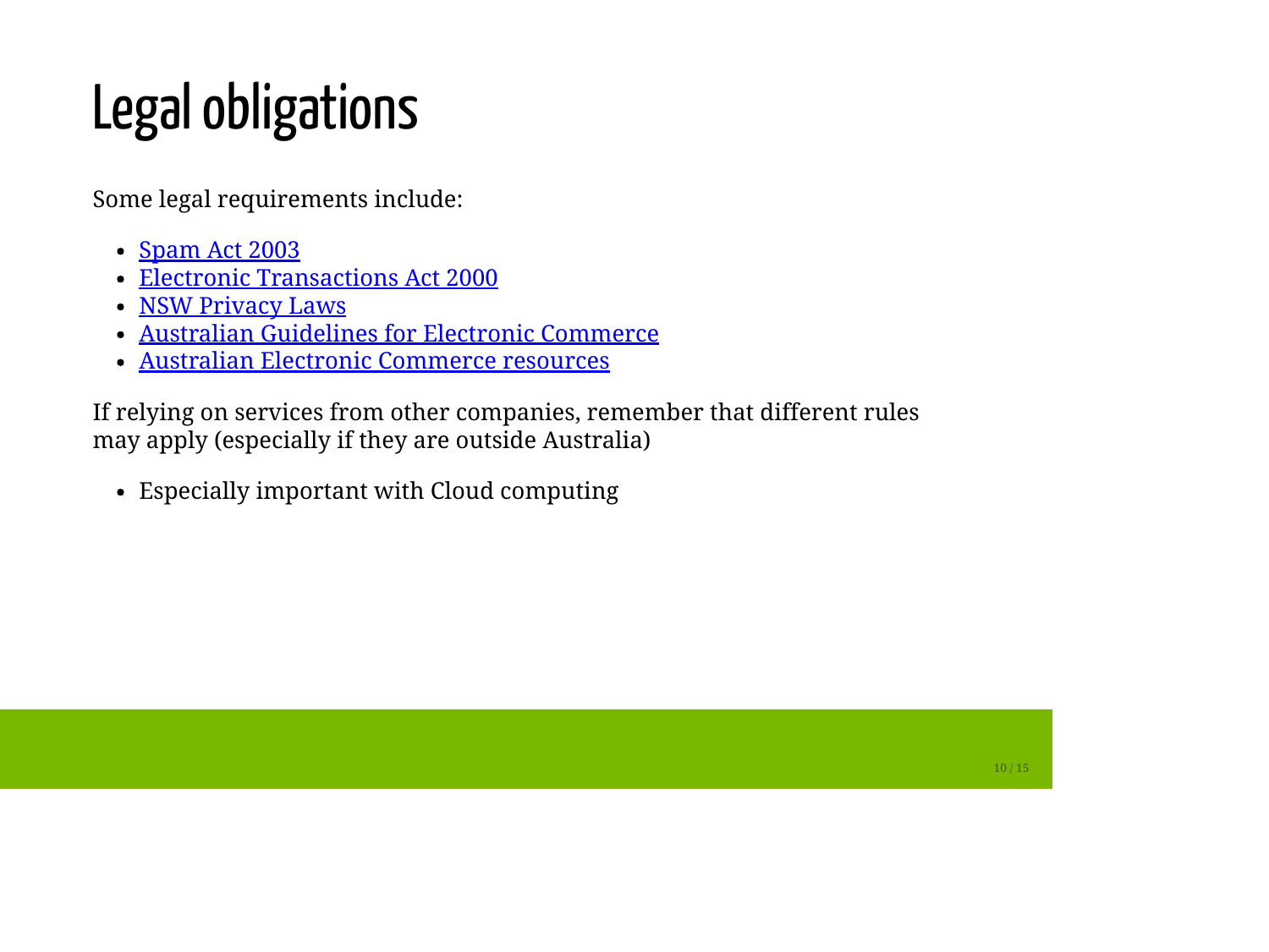# Legal obligations

Some legal requirements include:

- Spam Act 2003
- Electronic Transactions Act 2000
- NSW Privacy Laws
- Australian Guidelines for Electronic Commerce
- Australian Electronic Commerce resources

If relying on services from other companies, remember that different rules may apply (especially if they are outside Australia)

- Especially important with Cloud computing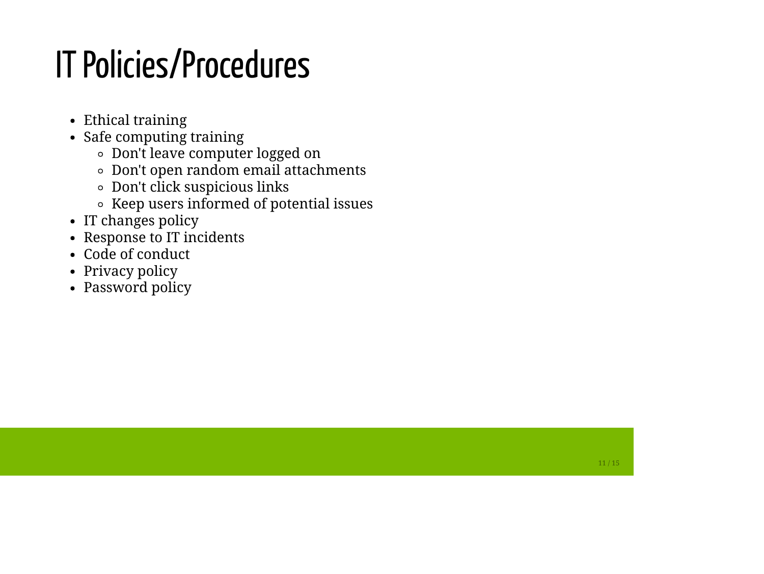# IT Policies/Procedures

- Ethical training
- Safe computing training
    - Don't leave computer logged on
    - Don't open random email attachments
    - Don't click suspicious links
    - Keep users informed of potential issues
- IT changes policy
- Response to IT incidents
- Code of conduct
- Privacy policy
- Password policy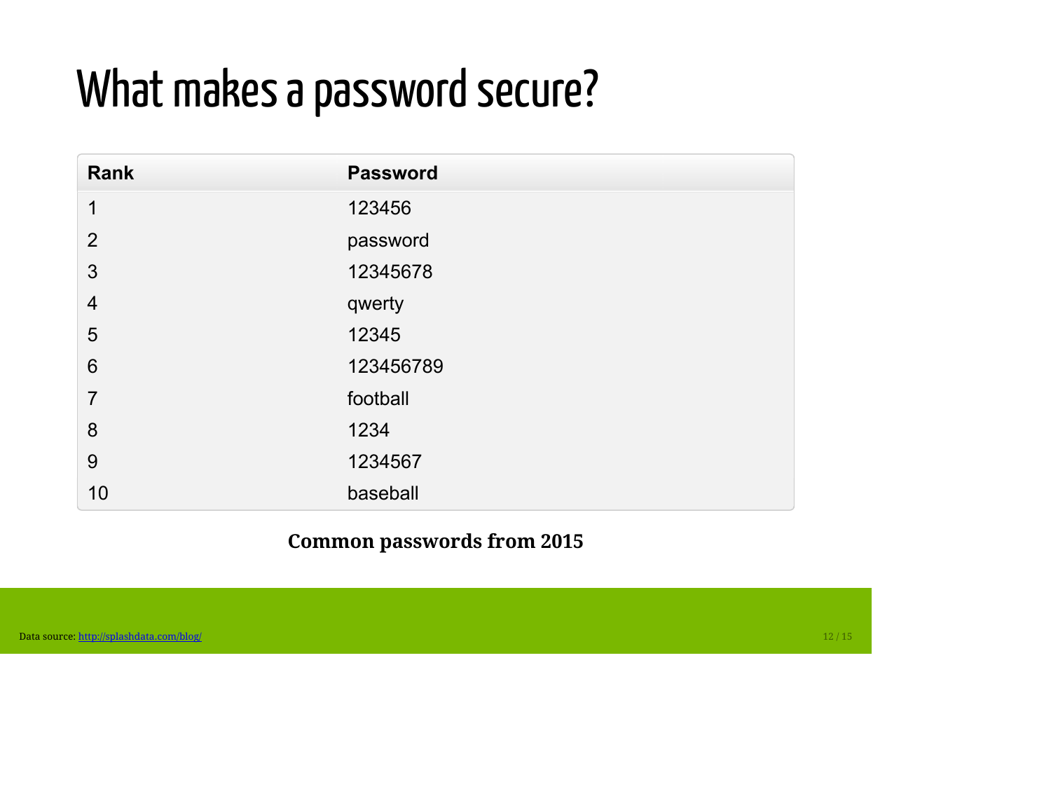# What makes a password secure?

| Rank | Password |
| --- | --- |
| 1 | 123456 |
| 2 | password |
| 3 | 12345678 |
| 4 | qwerty |
| 5 | 12345 |
| 6 | 123456789 |
| 7 | football |
| 8 | 1234 |
| 9 | 1234567 |
| 10 | baseball |

**Common passwords from 2015**

Data source: [http://splashdata.com/blog/](http://splashdata.com/blog/)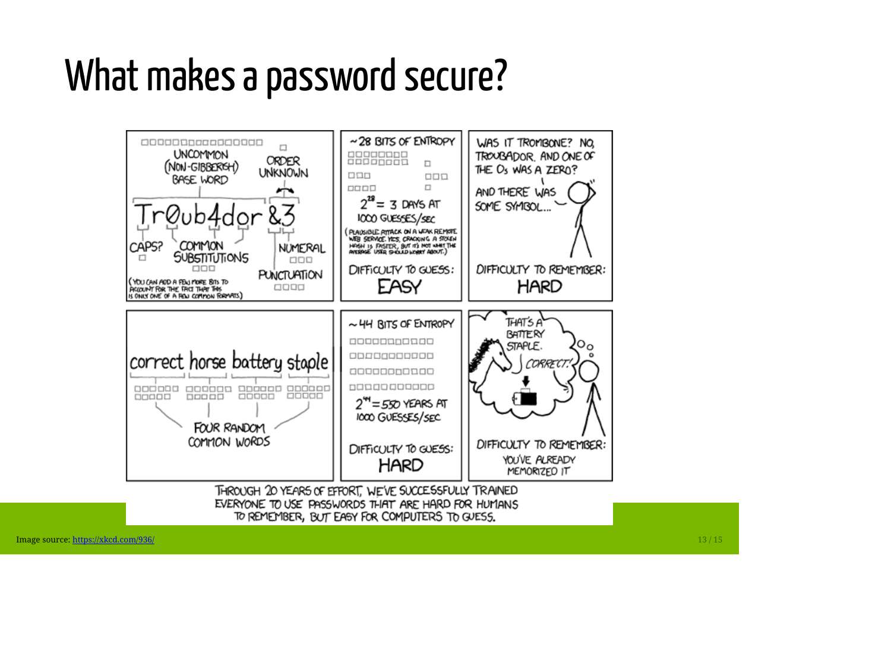# What makes a password secure?

Image source: https://xkcd.com/936/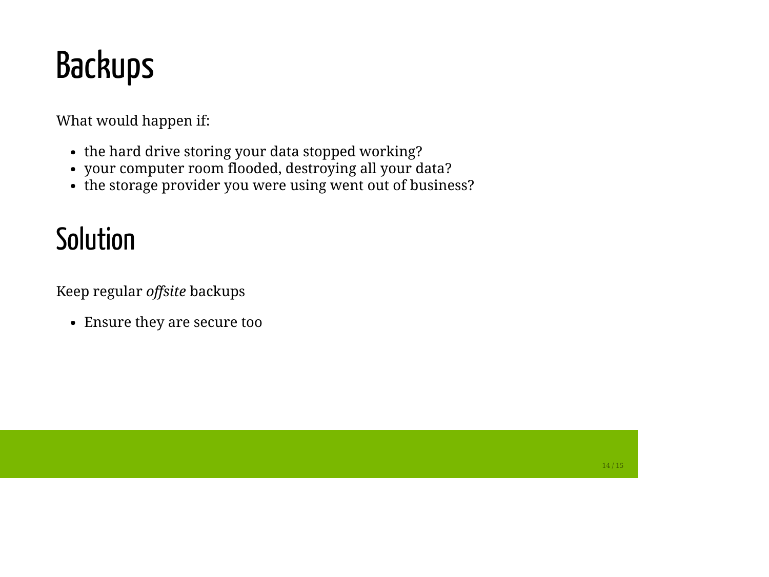# Backups

What would happen if:

- the hard drive storing your data stopped working?
- your computer room flooded, destroying all your data?
- the storage provider you were using went out of business?

# Solution

Keep regular *offsite* backups

- Ensure they are secure too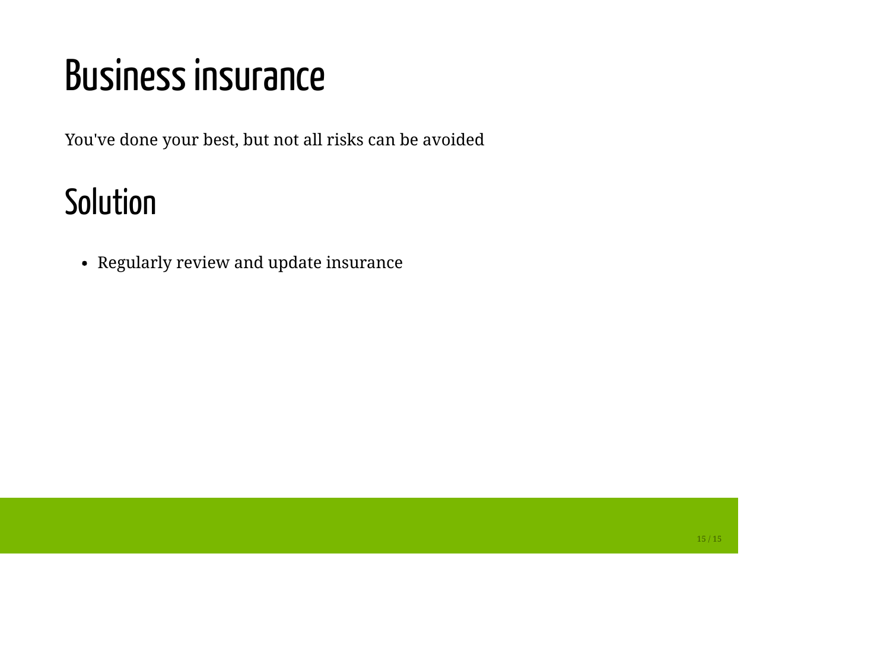# Business insurance

You've done your best, but not all risks can be avoided

## Solution

- Regularly review and update insurance